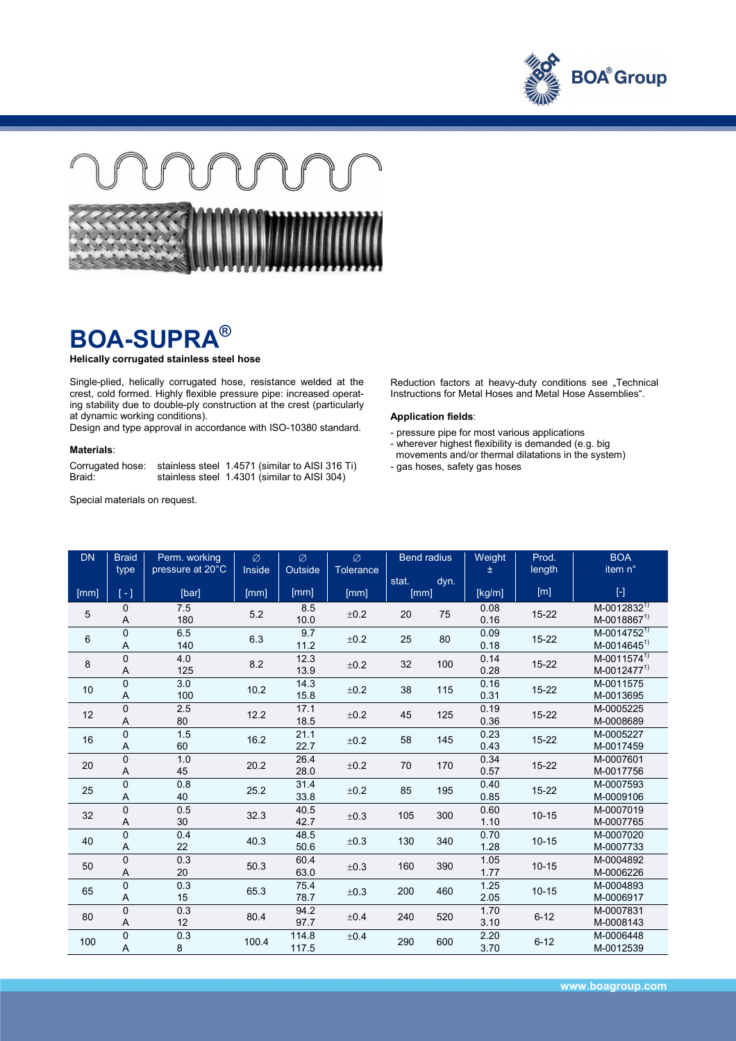# BOA-SUPRA®

**Helically corrugated stainless steel hose**

Single-plied, helically corrugated hose, resistance welded at the crest, cold formed. Highly flexible pressure pipe: increased operating stability due to double-ply construction at the crest (particularly at dynamic working conditions).
Design and type approval in accordance with ISO-10380 standard.

**Materials**:

Corrugated hose: stainless steel 1.4571 (similar to AISI 316 Ti)
Braid: stainless steel 1.4301 (similar to AISI 304)

Special materials on request.

Reduction factors at heavy-duty conditions see „Technical Instructions for Metal Hoses and Metal Hose Assemblies“.

**Application fields**:

- pressure pipe for most various applications
- wherever highest flexibility is demanded (e.g. big movements and/or thermal dilatations in the system)
- gas hoses, safety gas hoses

| DN | Braid type | Perm. working pressure at 20°C | ∅ Inside | ∅ Outside | ∅ Tolerance | Bend radius stat. | Bend radius dyn. | Weight ± | Prod. length | BOA item n° |
|---|---|---|---|---|---|---|---|---|---|---|
| [mm] | [ - ] | [bar] | [mm] | [mm] | [mm] | [mm] | [mm] | [kg/m] | [m] | [-] |
| 5 | 0<br>A | 7.5<br>180 | 5.2 | 8.5<br>10.0 | ±0.2 | 20 | 75 | 0.08<br>0.16 | 15-22 | M-0012832[1)]<br>M-0018867[1)] |
| 6 | 0<br>A | 6.5<br>140 | 6.3 | 9.7<br>11.2 | ±0.2 | 25 | 80 | 0.09<br>0.18 | 15-22 | M-0014752[1)]<br>M-0014645[1)] |
| 8 | 0<br>A | 4.0<br>125 | 8.2 | 12.3<br>13.9 | ±0.2 | 32 | 100 | 0.14<br>0.28 | 15-22 | M-0011574[1)]<br>M-0012477[1)] |
| 10 | 0<br>A | 3.0<br>100 | 10.2 | 14.3<br>15.8 | ±0.2 | 38 | 115 | 0.16<br>0.31 | 15-22 | M-0011575<br>M-0013695 |
| 12 | 0<br>A | 2.5<br>80 | 12.2 | 17.1<br>18.5 | ±0.2 | 45 | 125 | 0.19<br>0.36 | 15-22 | M-0005225<br>M-0008689 |
| 16 | 0<br>A | 1.5<br>60 | 16.2 | 21.1<br>22.7 | ±0.2 | 58 | 145 | 0.23<br>0.43 | 15-22 | M-0005227<br>M-0017459 |
| 20 | 0<br>A | 1.0<br>45 | 20.2 | 26.4<br>28.0 | ±0.2 | 70 | 170 | 0.34<br>0.57 | 15-22 | M-0007601<br>M-0017756 |
| 25 | 0<br>A | 0.8<br>40 | 25.2 | 31.4<br>33.8 | ±0.2 | 85 | 195 | 0.40<br>0.85 | 15-22 | M-0007593<br>M-0009106 |
| 32 | 0<br>A | 0.5<br>30 | 32.3 | 40.5<br>42.7 | ±0.3 | 105 | 300 | 0.60<br>1.10 | 10-15 | M-0007019<br>M-0007765 |
| 40 | 0<br>A | 0.4<br>22 | 40.3 | 48.5<br>50.6 | ±0.3 | 130 | 340 | 0.70<br>1.28 | 10-15 | M-0007020<br>M-0007733 |
| 50 | 0<br>A | 0.3<br>20 | 50.3 | 60.4<br>63.0 | ±0.3 | 160 | 390 | 1.05<br>1.77 | 10-15 | M-0004892<br>M-0006226 |
| 65 | 0<br>A | 0.3<br>15 | 65.3 | 75.4<br>78.7 | ±0.3 | 200 | 460 | 1.25<br>2.05 | 10-15 | M-0004893<br>M-0006917 |
| 80 | 0<br>A | 0.3<br>12 | 80.4 | 94.2<br>97.7 | ±0.4 | 240 | 520 | 1.70<br>3.10 | 6-12 | M-0007831<br>M-0008143 |
| 100 | 0<br>A | 0.3<br>8 | 100.4 | 114.8<br>117.5 | ±0.4 | 290 | 600 | 2.20<br>3.70 | 6-12 | M-0006448<br>M-0012539 |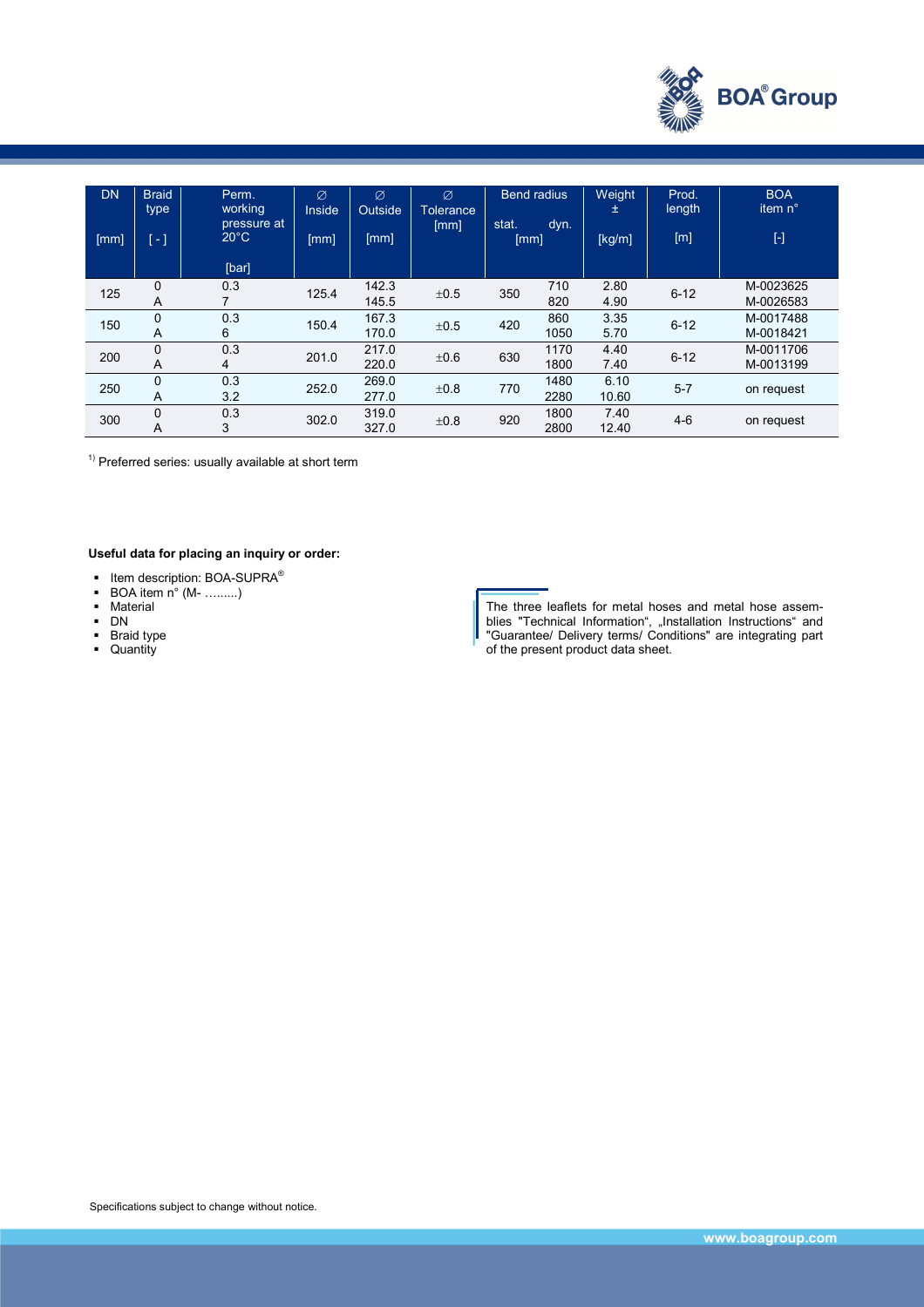| DN [mm] | Braid type [ - ] | Perm. working pressure at 20°C [bar] | ∅ Inside [mm] | ∅ Outside [mm] | ∅ Tolerance [mm] | Bend radius stat. [mm] | Bend radius dyn. [mm] | Weight ± [kg/m] | Prod. length [m] | BOA item n° [-] |
|---|---|---|---|---|---|---|---|---|---|---|
| 125 | 0<br>A | 0.3<br>7 | 125.4 | 142.3<br>145.5 | ±0.5 | 350 | 710<br>820 | 2.80<br>4.90 | 6-12 | M-0023625<br>M-0026583 |
| 150 | 0<br>A | 0.3<br>6 | 150.4 | 167.3<br>170.0 | ±0.5 | 420 | 860<br>1050 | 3.35<br>5.70 | 6-12 | M-0017488<br>M-0018421 |
| 200 | 0<br>A | 0.3<br>4 | 201.0 | 217.0<br>220.0 | ±0.6 | 630 | 1170<br>1800 | 4.40<br>7.40 | 6-12 | M-0011706<br>M-0013199 |
| 250 | 0<br>A | 0.3<br>3.2 | 252.0 | 269.0<br>277.0 | ±0.8 | 770 | 1480<br>2280 | 6.10<br>10.60 | 5-7 | on request |
| 300 | 0<br>A | 0.3<br>3 | 302.0 | 319.0<br>327.0 | ±0.8 | 920 | 1800<br>2800 | 7.40<br>12.40 | 4-6 | on request |

[1)] Preferred series: usually available at short term

**Useful data for placing an inquiry or order:**

- Item description: BOA-SUPRA®
- BOA item n° (M- ……...)
- Material
- DN
- Braid type
- Quantity

The three leaflets for metal hoses and metal hose assemblies "Technical Information", „Installation Instructions" and "Guarantee/ Delivery terms/ Conditions" are integrating part of the present product data sheet.

Specifications subject to change without notice.